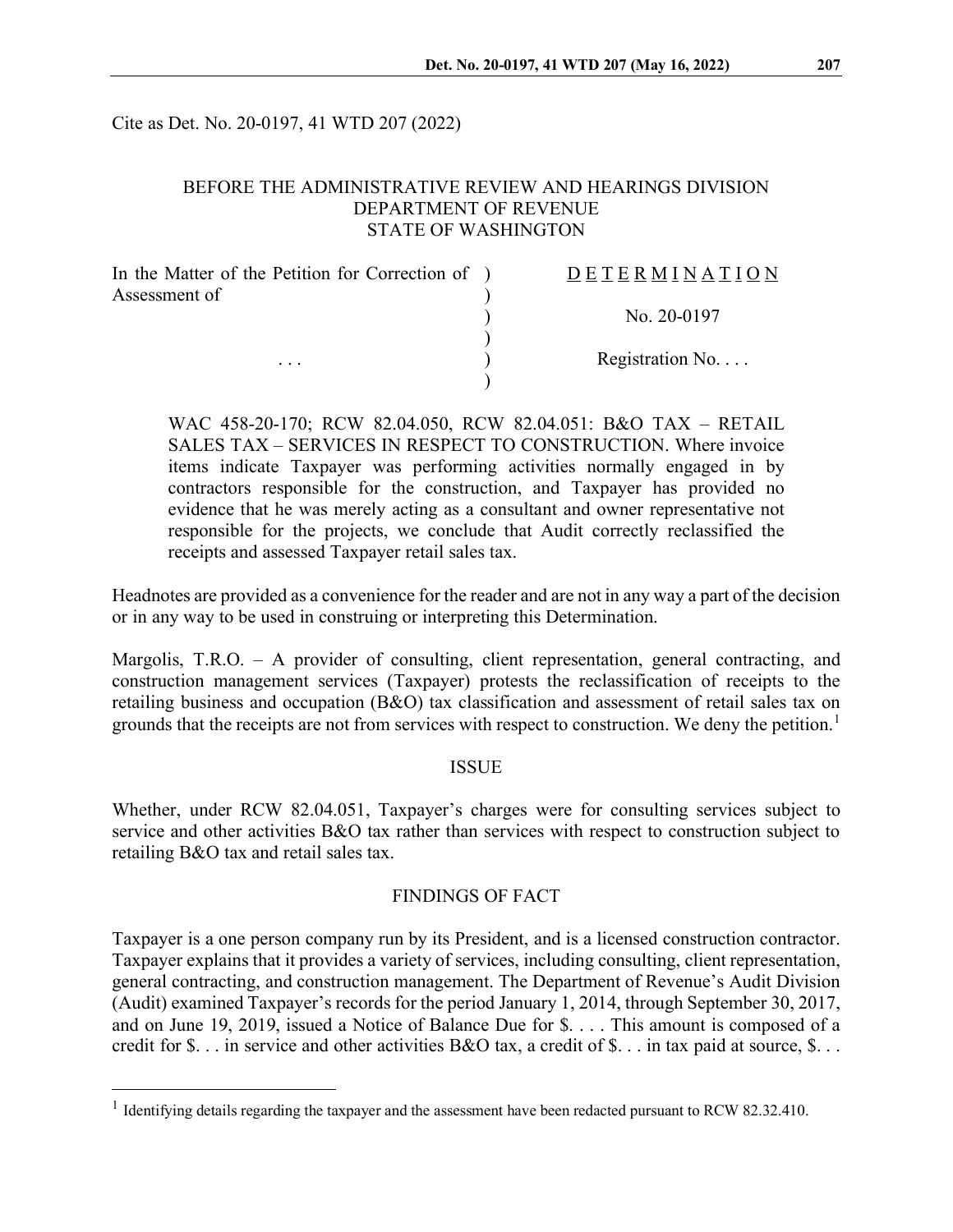Cite as Det. No. 20-0197, 41 WTD 207 (2022)

BEFORE THE ADMINISTRATIVE REVIEW AND HEARINGS DIVISION
DEPARTMENT OF REVENUE
STATE OF WASHINGTON

| | |
|---|---|
| In the Matter of the Petition for Correction of Assessment of | D E T E R M I N A T I O N |
| | No. 20-0197 |
| . . . | Registration No. . . . |

WAC 458-20-170; RCW 82.04.050, RCW 82.04.051: B&O TAX – RETAIL SALES TAX – SERVICES IN RESPECT TO CONSTRUCTION. Where invoice items indicate Taxpayer was performing activities normally engaged in by contractors responsible for the construction, and Taxpayer has provided no evidence that he was merely acting as a consultant and owner representative not responsible for the projects, we conclude that Audit correctly reclassified the receipts and assessed Taxpayer retail sales tax.

Headnotes are provided as a convenience for the reader and are not in any way a part of the decision or in any way to be used in construing or interpreting this Determination.

Margolis, T.R.O. – A provider of consulting, client representation, general contracting, and construction management services (Taxpayer) protests the reclassification of receipts to the retailing business and occupation (B&O) tax classification and assessment of retail sales tax on grounds that the receipts are not from services with respect to construction. We deny the petition.[1]

## ISSUE

Whether, under RCW 82.04.051, Taxpayer's charges were for consulting services subject to service and other activities B&O tax rather than services with respect to construction subject to retailing B&O tax and retail sales tax.

## FINDINGS OF FACT

Taxpayer is a one person company run by its President, and is a licensed construction contractor. Taxpayer explains that it provides a variety of services, including consulting, client representation, general contracting, and construction management. The Department of Revenue's Audit Division (Audit) examined Taxpayer's records for the period January 1, 2014, through September 30, 2017, and on June 19, 2019, issued a Notice of Balance Due for $. . . . This amount is composed of a credit for $. . . in service and other activities B&O tax, a credit of $. . . in tax paid at source, $. . .

[1] Identifying details regarding the taxpayer and the assessment have been redacted pursuant to RCW 82.32.410.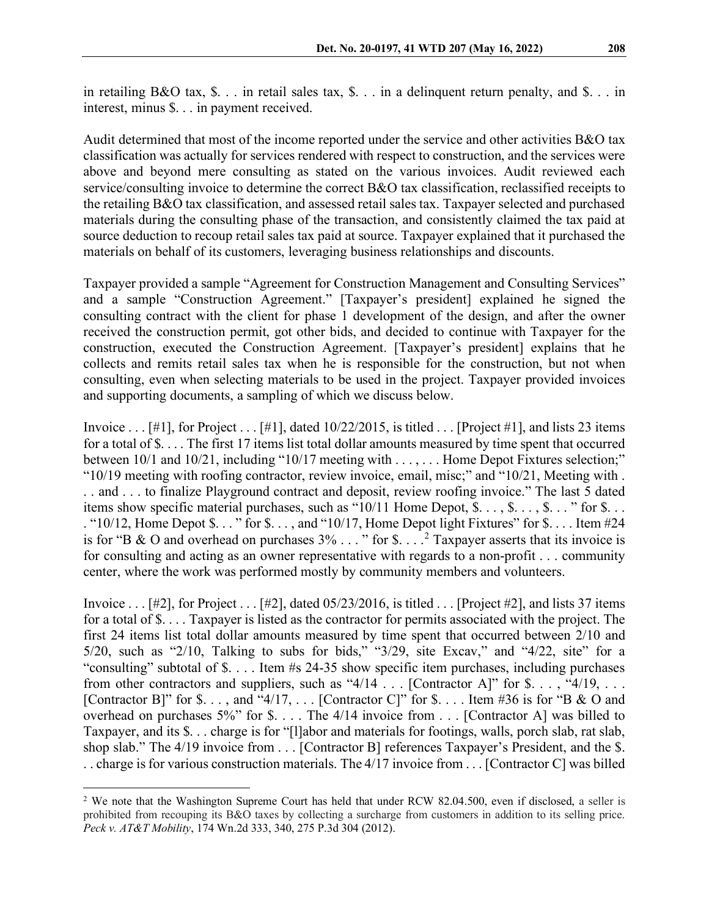in retailing B&O tax, $. . . in retail sales tax, $. . . in a delinquent return penalty, and $. . . in interest, minus $. . . in payment received.

Audit determined that most of the income reported under the service and other activities B&O tax classification was actually for services rendered with respect to construction, and the services were above and beyond mere consulting as stated on the various invoices. Audit reviewed each service/consulting invoice to determine the correct B&O tax classification, reclassified receipts to the retailing B&O tax classification, and assessed retail sales tax. Taxpayer selected and purchased materials during the consulting phase of the transaction, and consistently claimed the tax paid at source deduction to recoup retail sales tax paid at source. Taxpayer explained that it purchased the materials on behalf of its customers, leveraging business relationships and discounts.

Taxpayer provided a sample "Agreement for Construction Management and Consulting Services" and a sample "Construction Agreement." [Taxpayer's president] explained he signed the consulting contract with the client for phase 1 development of the design, and after the owner received the construction permit, got other bids, and decided to continue with Taxpayer for the construction, executed the Construction Agreement. [Taxpayer's president] explains that he collects and remits retail sales tax when he is responsible for the construction, but not when consulting, even when selecting materials to be used in the project. Taxpayer provided invoices and supporting documents, a sampling of which we discuss below.

Invoice . . . [#1], for Project . . . [#1], dated 10/22/2015, is titled . . . [Project #1], and lists 23 items for a total of $. . . . The first 17 items list total dollar amounts measured by time spent that occurred between 10/1 and 10/21, including "10/17 meeting with . . . , . . . Home Depot Fixtures selection;" "10/19 meeting with roofing contractor, review invoice, email, misc;" and "10/21, Meeting with . . . and . . . to finalize Playground contract and deposit, review roofing invoice." The last 5 dated items show specific material purchases, such as "10/11 Home Depot, $. . . , $. . . , $. . . " for $. . . . "10/12, Home Depot $. . . " for $. . . , and "10/17, Home Depot light Fixtures" for $. . . . Item #24 is for "B & O and overhead on purchases 3% . . . " for $. . . .[2] Taxpayer asserts that its invoice is for consulting and acting as an owner representative with regards to a non-profit . . . community center, where the work was performed mostly by community members and volunteers.

Invoice . . . [#2], for Project . . . [#2], dated 05/23/2016, is titled . . . [Project #2], and lists 37 items for a total of $. . . . Taxpayer is listed as the contractor for permits associated with the project. The first 24 items list total dollar amounts measured by time spent that occurred between 2/10 and 5/20, such as "2/10, Talking to subs for bids," "3/29, site Excav," and "4/22, site" for a "consulting" subtotal of $. . . . Item #s 24-35 show specific item purchases, including purchases from other contractors and suppliers, such as "4/14 . . . [Contractor A]" for $. . . , "4/19, . . . [Contractor B]" for $. . . , and "4/17, . . . [Contractor C]" for $. . . . Item #36 is for "B & O and overhead on purchases 5%" for $. . . . The 4/14 invoice from . . . [Contractor A] was billed to Taxpayer, and its $. . . charge is for "[l]abor and materials for footings, walls, porch slab, rat slab, shop slab." The 4/19 invoice from . . . [Contractor B] references Taxpayer's President, and the $. . . charge is for various construction materials. The 4/17 invoice from . . . [Contractor C] was billed

---

[2] We note that the Washington Supreme Court has held that under RCW 82.04.500, even if disclosed, a seller is prohibited from recouping its B&O taxes by collecting a surcharge from customers in addition to its selling price. *Peck v. AT&T Mobility*, 174 Wn.2d 333, 340, 275 P.3d 304 (2012).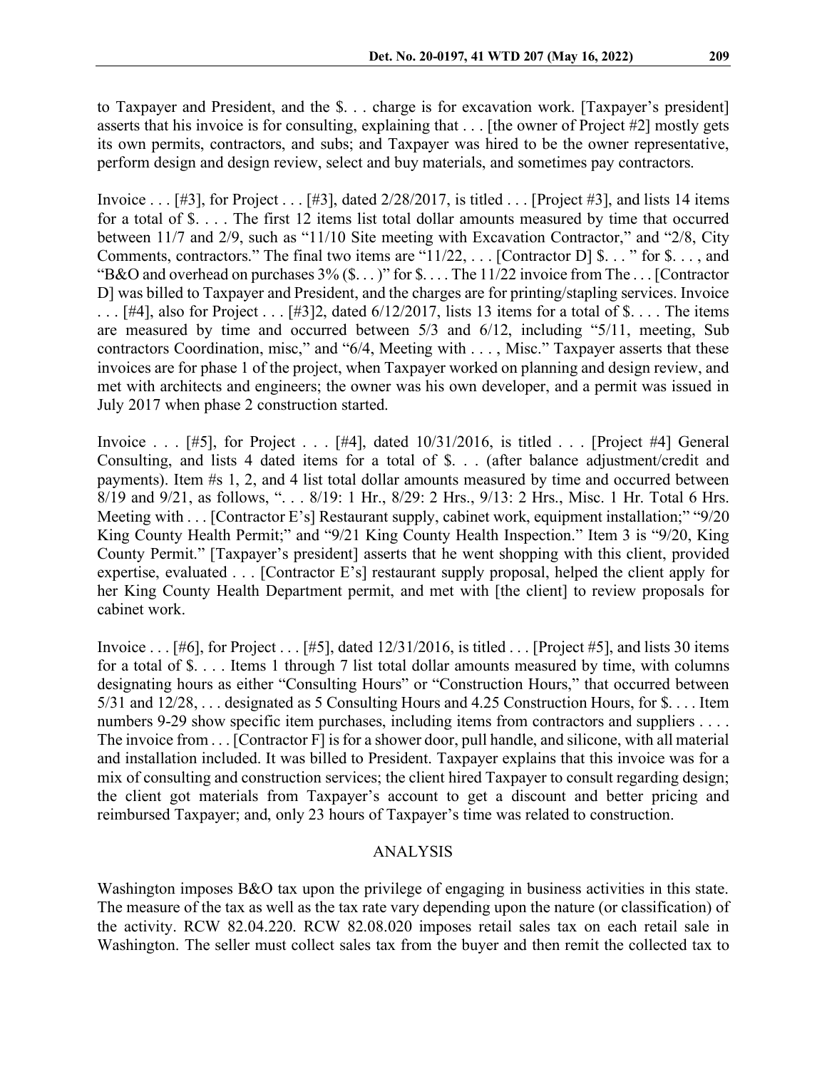to Taxpayer and President, and the $. . . charge is for excavation work. [Taxpayer's president] asserts that his invoice is for consulting, explaining that . . . [the owner of Project #2] mostly gets its own permits, contractors, and subs; and Taxpayer was hired to be the owner representative, perform design and design review, select and buy materials, and sometimes pay contractors.

Invoice . . . [#3], for Project . . . [#3], dated 2/28/2017, is titled . . . [Project #3], and lists 14 items for a total of $. . . . The first 12 items list total dollar amounts measured by time that occurred between 11/7 and 2/9, such as "11/10 Site meeting with Excavation Contractor," and "2/8, City Comments, contractors." The final two items are "11/22, . . . [Contractor D] $. . . " for $. . . , and "B&O and overhead on purchases 3% ($. . . )" for $. . . . The 11/22 invoice from The . . . [Contractor D] was billed to Taxpayer and President, and the charges are for printing/stapling services. Invoice . . . [#4], also for Project . . . [#3]2, dated 6/12/2017, lists 13 items for a total of $. . . . The items are measured by time and occurred between 5/3 and 6/12, including "5/11, meeting, Sub contractors Coordination, misc," and "6/4, Meeting with . . . , Misc." Taxpayer asserts that these invoices are for phase 1 of the project, when Taxpayer worked on planning and design review, and met with architects and engineers; the owner was his own developer, and a permit was issued in July 2017 when phase 2 construction started.

Invoice . . . [#5], for Project . . . [#4], dated 10/31/2016, is titled . . . [Project #4] General Consulting, and lists 4 dated items for a total of $. . . (after balance adjustment/credit and payments). Item #s 1, 2, and 4 list total dollar amounts measured by time and occurred between 8/19 and 9/21, as follows, ". . . 8/19: 1 Hr., 8/29: 2 Hrs., 9/13: 2 Hrs., Misc. 1 Hr. Total 6 Hrs. Meeting with . . . [Contractor E's] Restaurant supply, cabinet work, equipment installation;" "9/20 King County Health Permit;" and "9/21 King County Health Inspection." Item 3 is "9/20, King County Permit." [Taxpayer's president] asserts that he went shopping with this client, provided expertise, evaluated . . . [Contractor E's] restaurant supply proposal, helped the client apply for her King County Health Department permit, and met with [the client] to review proposals for cabinet work.

Invoice . . . [#6], for Project . . . [#5], dated 12/31/2016, is titled . . . [Project #5], and lists 30 items for a total of $. . . . Items 1 through 7 list total dollar amounts measured by time, with columns designating hours as either "Consulting Hours" or "Construction Hours," that occurred between 5/31 and 12/28, . . . designated as 5 Consulting Hours and 4.25 Construction Hours, for $. . . . Item numbers 9-29 show specific item purchases, including items from contractors and suppliers . . . . The invoice from . . . [Contractor F] is for a shower door, pull handle, and silicone, with all material and installation included. It was billed to President. Taxpayer explains that this invoice was for a mix of consulting and construction services; the client hired Taxpayer to consult regarding design; the client got materials from Taxpayer's account to get a discount and better pricing and reimbursed Taxpayer; and, only 23 hours of Taxpayer's time was related to construction.

## ANALYSIS

Washington imposes B&O tax upon the privilege of engaging in business activities in this state. The measure of the tax as well as the tax rate vary depending upon the nature (or classification) of the activity. RCW 82.04.220. RCW 82.08.020 imposes retail sales tax on each retail sale in Washington. The seller must collect sales tax from the buyer and then remit the collected tax to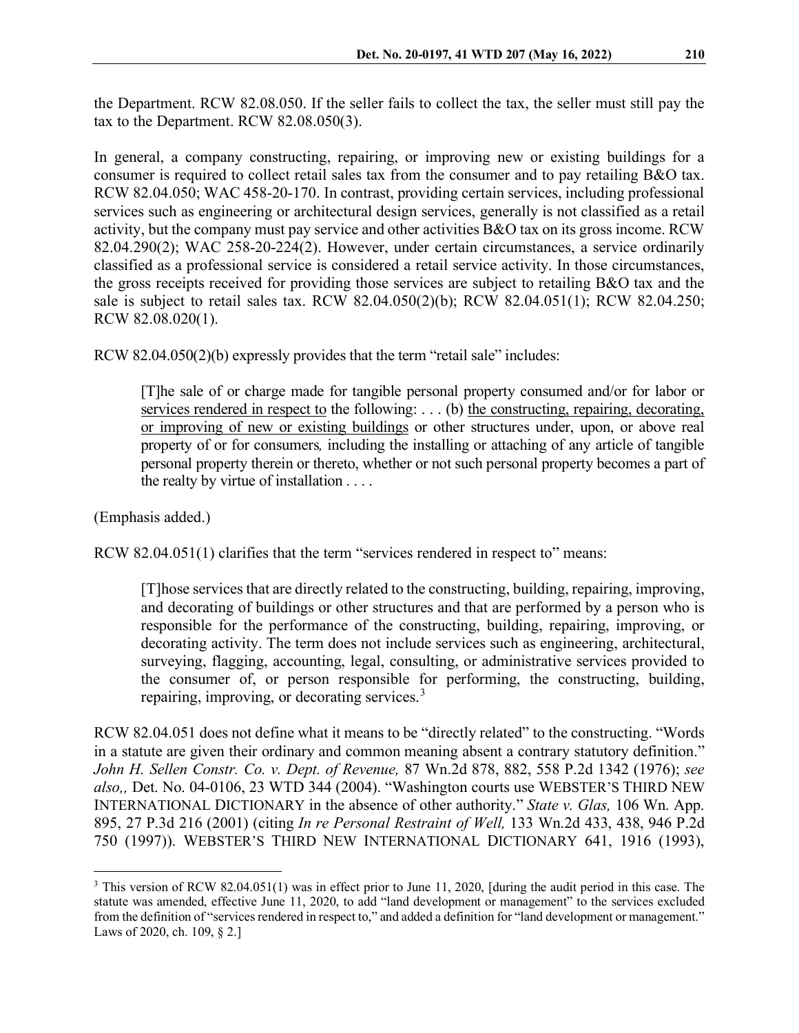the Department. RCW 82.08.050. If the seller fails to collect the tax, the seller must still pay the tax to the Department. RCW 82.08.050(3).

In general, a company constructing, repairing, or improving new or existing buildings for a consumer is required to collect retail sales tax from the consumer and to pay retailing B&O tax. RCW 82.04.050; WAC 458-20-170. In contrast, providing certain services, including professional services such as engineering or architectural design services, generally is not classified as a retail activity, but the company must pay service and other activities B&O tax on its gross income. RCW 82.04.290(2); WAC 258-20-224(2). However, under certain circumstances, a service ordinarily classified as a professional service is considered a retail service activity. In those circumstances, the gross receipts received for providing those services are subject to retailing B&O tax and the sale is subject to retail sales tax. RCW 82.04.050(2)(b); RCW 82.04.051(1); RCW 82.04.250; RCW 82.08.020(1).

RCW 82.04.050(2)(b) expressly provides that the term "retail sale" includes:

> [T]he sale of or charge made for tangible personal property consumed and/or for labor or <u>services rendered in respect to</u> the following: . . . (b) <u>the constructing, repairing, decorating, or improving of new or existing buildings</u> or other structures under, upon, or above real property of or for consumers*,* including the installing or attaching of any article of tangible personal property therein or thereto, whether or not such personal property becomes a part of the realty by virtue of installation . . . .

(Emphasis added.)

RCW 82.04.051(1) clarifies that the term "services rendered in respect to" means:

> [T]hose services that are directly related to the constructing, building, repairing, improving, and decorating of buildings or other structures and that are performed by a person who is responsible for the performance of the constructing, building, repairing, improving, or decorating activity. The term does not include services such as engineering, architectural, surveying, flagging, accounting, legal, consulting, or administrative services provided to the consumer of, or person responsible for performing, the constructing, building, repairing, improving, or decorating services.[3]

RCW 82.04.051 does not define what it means to be "directly related" to the constructing. "Words in a statute are given their ordinary and common meaning absent a contrary statutory definition." *John H. Sellen Constr. Co. v. Dept. of Revenue,* 87 Wn.2d 878, 882, 558 P.2d 1342 (1976); *see also,,* Det. No. 04-0106, 23 WTD 344 (2004). "Washington courts use WEBSTER'S THIRD NEW INTERNATIONAL DICTIONARY in the absence of other authority." *State v. Glas,* 106 Wn. App. 895, 27 P.3d 216 (2001) (citing *In re Personal Restraint of Well,* 133 Wn.2d 433, 438, 946 P.2d 750 (1997)). WEBSTER'S THIRD NEW INTERNATIONAL DICTIONARY 641, 1916 (1993),

---

[3] This version of RCW 82.04.051(1) was in effect prior to June 11, 2020, [during the audit period in this case. The statute was amended, effective June 11, 2020, to add "land development or management" to the services excluded from the definition of "services rendered in respect to," and added a definition for "land development or management." Laws of 2020, ch. 109, § 2.]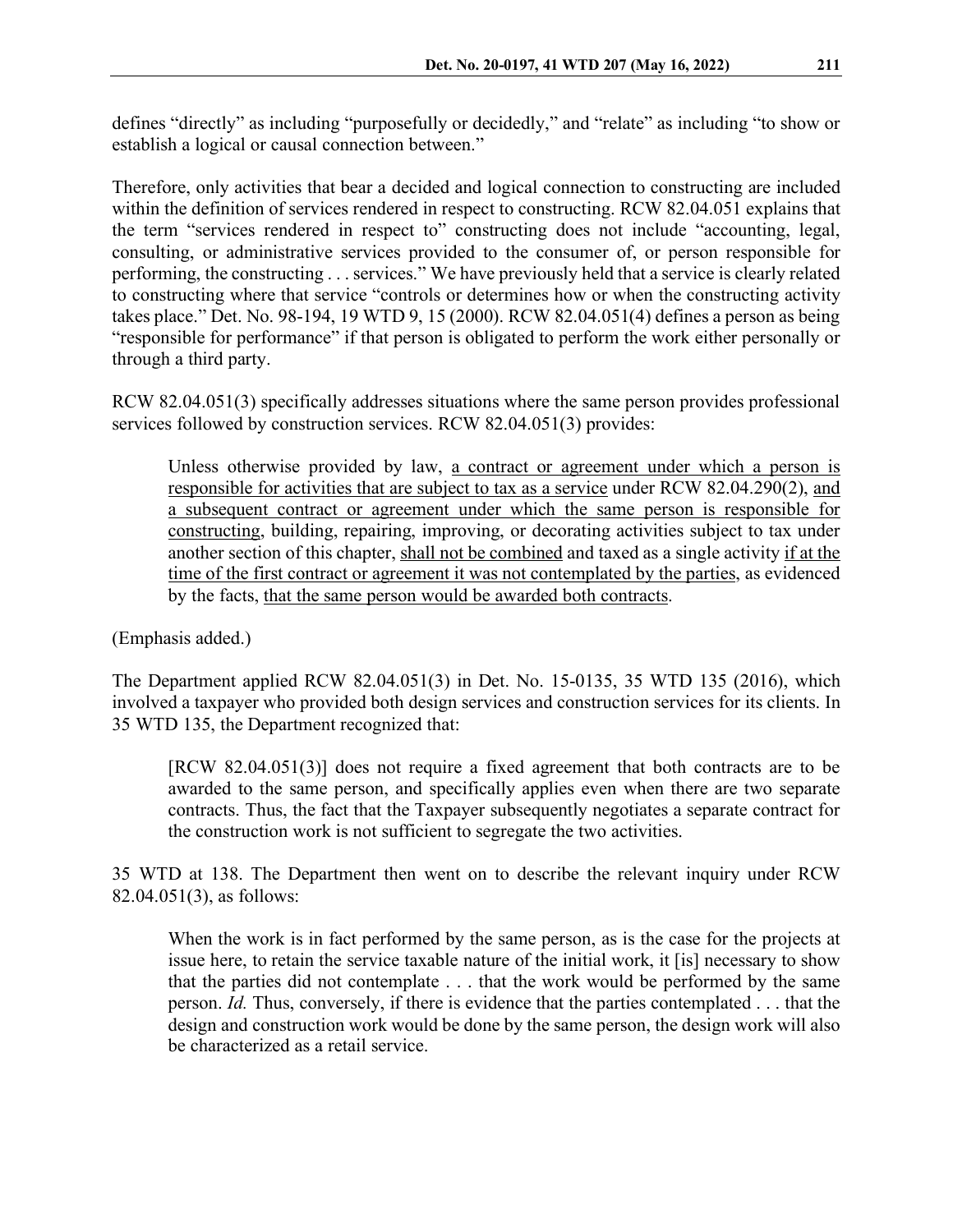defines "directly" as including "purposefully or decidedly," and "relate" as including "to show or establish a logical or causal connection between."

Therefore, only activities that bear a decided and logical connection to constructing are included within the definition of services rendered in respect to constructing. RCW 82.04.051 explains that the term "services rendered in respect to" constructing does not include "accounting, legal, consulting, or administrative services provided to the consumer of, or person responsible for performing, the constructing . . . services." We have previously held that a service is clearly related to constructing where that service "controls or determines how or when the constructing activity takes place." Det. No. 98-194, 19 WTD 9, 15 (2000). RCW 82.04.051(4) defines a person as being "responsible for performance" if that person is obligated to perform the work either personally or through a third party.

RCW 82.04.051(3) specifically addresses situations where the same person provides professional services followed by construction services. RCW 82.04.051(3) provides:

> Unless otherwise provided by law, <u>a contract or agreement under which a person is responsible for activities that are subject to tax as a service</u> under RCW 82.04.290(2), <u>and a subsequent contract or agreement under which the same person is responsible for constructing</u>, building, repairing, improving, or decorating activities subject to tax under another section of this chapter, <u>shall not be combined</u> and taxed as a single activity <u>if at the time of the first contract or agreement it was not contemplated by the parties</u>, as evidenced by the facts, <u>that the same person would be awarded both contracts</u>.

(Emphasis added.)

The Department applied RCW 82.04.051(3) in Det. No. 15-0135, 35 WTD 135 (2016), which involved a taxpayer who provided both design services and construction services for its clients. In 35 WTD 135, the Department recognized that:

> [RCW 82.04.051(3)] does not require a fixed agreement that both contracts are to be awarded to the same person, and specifically applies even when there are two separate contracts. Thus, the fact that the Taxpayer subsequently negotiates a separate contract for the construction work is not sufficient to segregate the two activities.

35 WTD at 138. The Department then went on to describe the relevant inquiry under RCW 82.04.051(3), as follows:

> When the work is in fact performed by the same person, as is the case for the projects at issue here, to retain the service taxable nature of the initial work, it [is] necessary to show that the parties did not contemplate . . . that the work would be performed by the same person. *Id.* Thus, conversely, if there is evidence that the parties contemplated . . . that the design and construction work would be done by the same person, the design work will also be characterized as a retail service.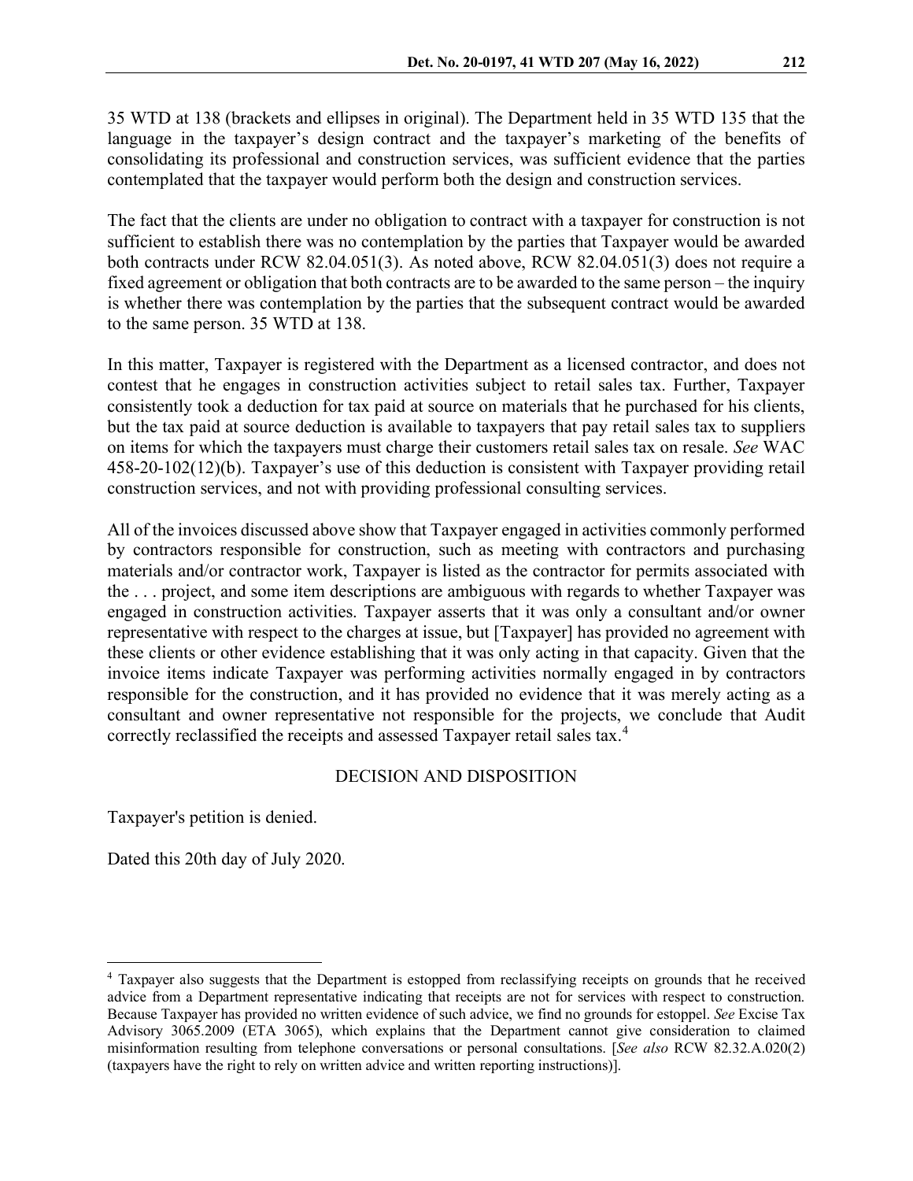35 WTD at 138 (brackets and ellipses in original). The Department held in 35 WTD 135 that the language in the taxpayer's design contract and the taxpayer's marketing of the benefits of consolidating its professional and construction services, was sufficient evidence that the parties contemplated that the taxpayer would perform both the design and construction services.

The fact that the clients are under no obligation to contract with a taxpayer for construction is not sufficient to establish there was no contemplation by the parties that Taxpayer would be awarded both contracts under RCW 82.04.051(3). As noted above, RCW 82.04.051(3) does not require a fixed agreement or obligation that both contracts are to be awarded to the same person – the inquiry is whether there was contemplation by the parties that the subsequent contract would be awarded to the same person. 35 WTD at 138.

In this matter, Taxpayer is registered with the Department as a licensed contractor, and does not contest that he engages in construction activities subject to retail sales tax. Further, Taxpayer consistently took a deduction for tax paid at source on materials that he purchased for his clients, but the tax paid at source deduction is available to taxpayers that pay retail sales tax to suppliers on items for which the taxpayers must charge their customers retail sales tax on resale. *See* WAC 458-20-102(12)(b). Taxpayer's use of this deduction is consistent with Taxpayer providing retail construction services, and not with providing professional consulting services.

All of the invoices discussed above show that Taxpayer engaged in activities commonly performed by contractors responsible for construction, such as meeting with contractors and purchasing materials and/or contractor work, Taxpayer is listed as the contractor for permits associated with the . . . project, and some item descriptions are ambiguous with regards to whether Taxpayer was engaged in construction activities. Taxpayer asserts that it was only a consultant and/or owner representative with respect to the charges at issue, but [Taxpayer] has provided no agreement with these clients or other evidence establishing that it was only acting in that capacity. Given that the invoice items indicate Taxpayer was performing activities normally engaged in by contractors responsible for the construction, and it has provided no evidence that it was merely acting as a consultant and owner representative not responsible for the projects, we conclude that Audit correctly reclassified the receipts and assessed Taxpayer retail sales tax.[4]

## DECISION AND DISPOSITION

Taxpayer's petition is denied.

Dated this 20th day of July 2020.

---

[4] Taxpayer also suggests that the Department is estopped from reclassifying receipts on grounds that he received advice from a Department representative indicating that receipts are not for services with respect to construction. Because Taxpayer has provided no written evidence of such advice, we find no grounds for estoppel. *See* Excise Tax Advisory 3065.2009 (ETA 3065), which explains that the Department cannot give consideration to claimed misinformation resulting from telephone conversations or personal consultations. [*See also* RCW 82.32.A.020(2) (taxpayers have the right to rely on written advice and written reporting instructions)].